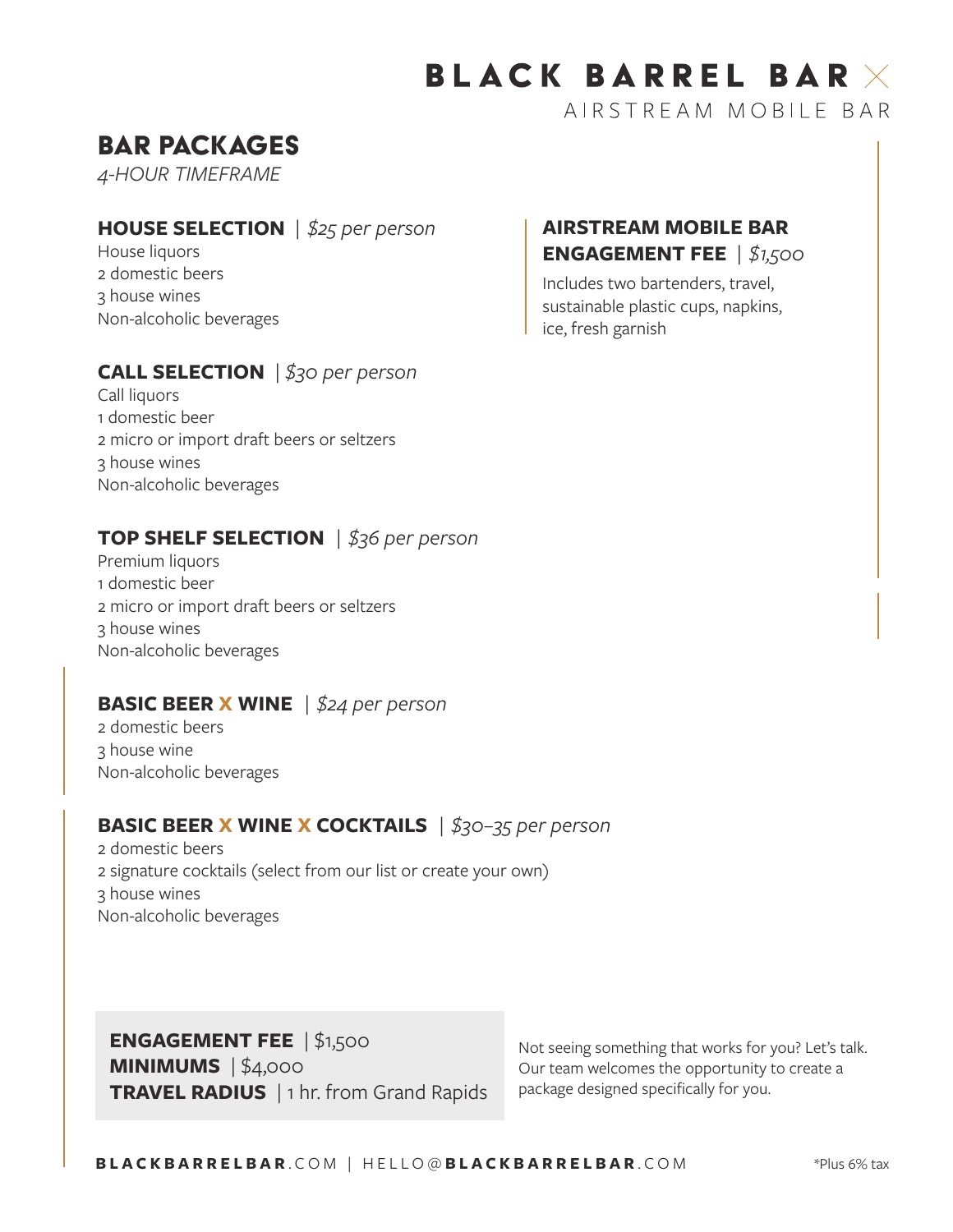# BLACK BARREL BAR ✕

AIRSTREAM MOBILE BAR

## BAR PACKAGES

*4-HOUR TIMEFRAME*

### HOUSE SELECTION | *$25 per person*

House liquors
2 domestic beers
3 house wines
Non-alcoholic beverages

### CALL SELECTION | *$30 per person*

Call liquors
1 domestic beer
2 micro or import draft beers or seltzers
3 house wines
Non-alcoholic beverages

### TOP SHELF SELECTION | *$36 per person*

Premium liquors
1 domestic beer
2 micro or import draft beers or seltzers
3 house wines
Non-alcoholic beverages

### BASIC BEER X WINE | *$24 per person*

2 domestic beers
3 house wine
Non-alcoholic beverages

### BASIC BEER X WINE X COCKTAILS | *$30–35 per person*

2 domestic beers
2 signature cocktails (select from our list or create your own)
3 house wines
Non-alcoholic beverages

### AIRSTREAM MOBILE BAR ENGAGEMENT FEE | *$1,500*

Includes two bartenders, travel, sustainable plastic cups, napkins, ice, fresh garnish

**ENGAGEMENT FEE** | $1,500
**MINIMUMS** | $4,000
**TRAVEL RADIUS** | 1 hr. from Grand Rapids

Not seeing something that works for you? Let's talk. Our team welcomes the opportunity to create a package designed specifically for you.

**BLACKBARRELBAR**.COM | HELLO@**BLACKBARRELBAR**.COM

*Plus 6% tax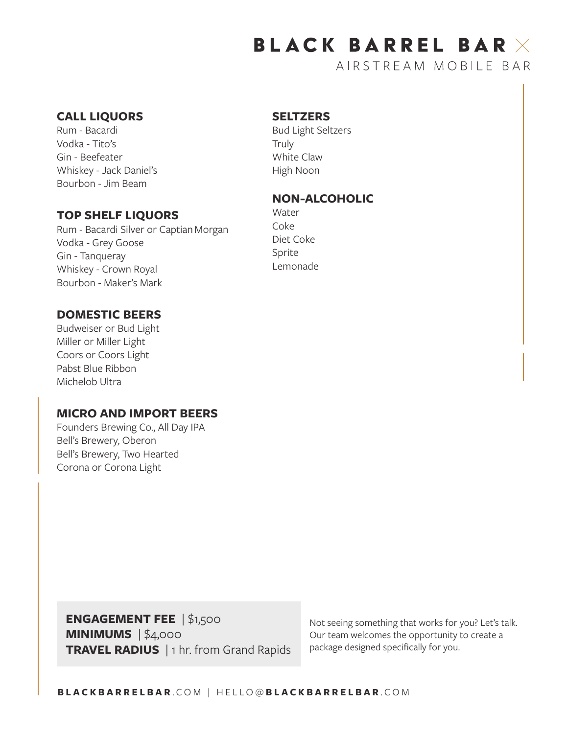# BLACK BARREL BAR

AIRSTREAM MOBILE BAR

## CALL LIQUORS

Rum - Bacardi
Vodka - Tito's
Gin - Beefeater
Whiskey - Jack Daniel's
Bourbon - Jim Beam

## TOP SHELF LIQUORS

Rum - Bacardi Silver or Captian Morgan
Vodka - Grey Goose
Gin - Tanqueray
Whiskey - Crown Royal
Bourbon - Maker's Mark

## DOMESTIC BEERS

Budweiser or Bud Light
Miller or Miller Light
Coors or Coors Light
Pabst Blue Ribbon
Michelob Ultra

## MICRO AND IMPORT BEERS

Founders Brewing Co., All Day IPA
Bell's Brewery, Oberon
Bell's Brewery, Two Hearted
Corona or Corona Light

## SELTZERS

Bud Light Seltzers
Truly
White Claw
High Noon

## NON-ALCOHOLIC

Water
Coke
Diet Coke
Sprite
Lemonade

**ENGAGEMENT FEE** | $1,500
**MINIMUMS** | $4,000
**TRAVEL RADIUS** | 1 hr. from Grand Rapids

Not seeing something that works for you? Let's talk. Our team welcomes the opportunity to create a package designed specifically for you.

**BLACKBARRELBAR**.COM | HELLO@**BLACKBARRELBAR**.COM